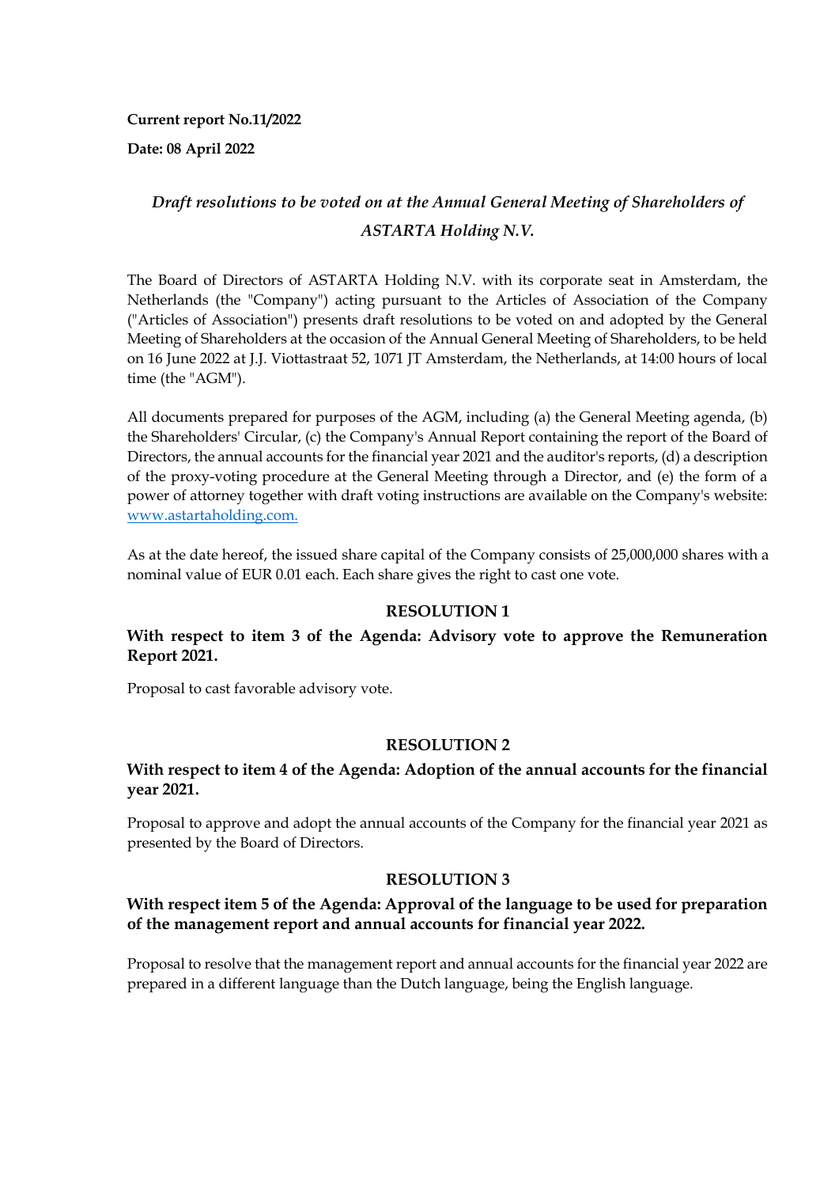**Current report No.11/2022**

**Date: 08 April 2022**

# *Draft resolutions to be voted on at the Annual General Meeting of Shareholders of ASTARTA Holding N.V.*

The Board of Directors of ASTARTA Holding N.V. with its corporate seat in Amsterdam, the Netherlands (the "Company") acting pursuant to the Articles of Association of the Company ("Articles of Association") presents draft resolutions to be voted on and adopted by the General Meeting of Shareholders at the occasion of the Annual General Meeting of Shareholders, to be held on 16 June 2022 at J.J. Viottastraat 52, 1071 JT Amsterdam, the Netherlands, at 14:00 hours of local time (the "AGM").

All documents prepared for purposes of the AGM, including (a) the General Meeting agenda, (b) the Shareholders' Circular, (c) the Company's Annual Report containing the report of the Board of Directors, the annual accounts for the financial year 2021 and the auditor's reports, (d) a description of the proxy-voting procedure at the General Meeting through a Director, and (e) the form of a power of attorney together with draft voting instructions are available on the Company's website: [www.astartaholding.com.](http://www.astartaholding.com)

As at the date hereof, the issued share capital of the Company consists of 25,000,000 shares with a nominal value of EUR 0.01 each. Each share gives the right to cast one vote.

## RESOLUTION 1

**With respect to item 3 of the Agenda: Advisory vote to approve the Remuneration Report 2021.**

Proposal to cast favorable advisory vote.

## RESOLUTION 2

**With respect to item 4 of the Agenda: Adoption of the annual accounts for the financial year 2021.**

Proposal to approve and adopt the annual accounts of the Company for the financial year 2021 as presented by the Board of Directors.

## RESOLUTION 3

**With respect item 5 of the Agenda: Approval of the language to be used for preparation of the management report and annual accounts for financial year 2022.**

Proposal to resolve that the management report and annual accounts for the financial year 2022 are prepared in a different language than the Dutch language, being the English language.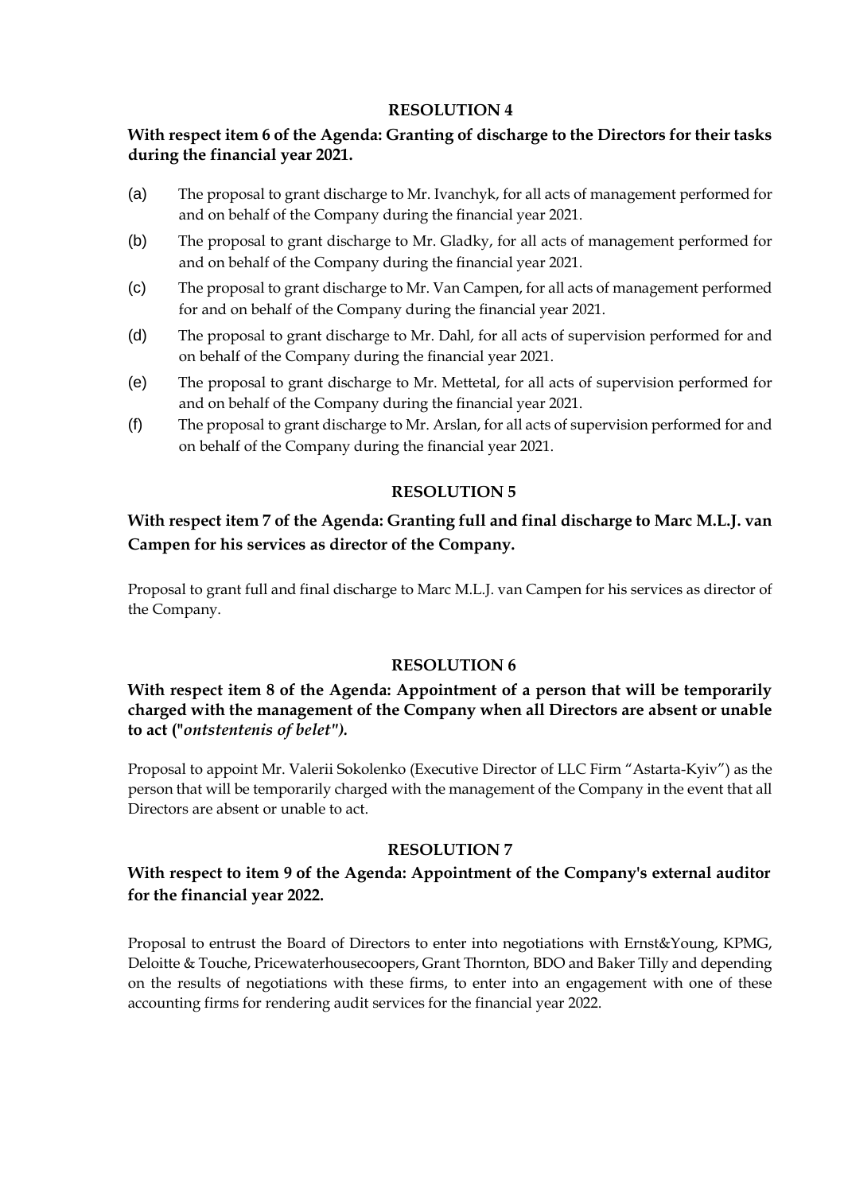**RESOLUTION 4**

**With respect item 6 of the Agenda: Granting of discharge to the Directors for their tasks during the financial year 2021.**

(a) The proposal to grant discharge to Mr. Ivanchyk, for all acts of management performed for and on behalf of the Company during the financial year 2021.

(b) The proposal to grant discharge to Mr. Gladky, for all acts of management performed for and on behalf of the Company during the financial year 2021.

(c) The proposal to grant discharge to Mr. Van Campen, for all acts of management performed for and on behalf of the Company during the financial year 2021.

(d) The proposal to grant discharge to Mr. Dahl, for all acts of supervision performed for and on behalf of the Company during the financial year 2021.

(e) The proposal to grant discharge to Mr. Mettetal, for all acts of supervision performed for and on behalf of the Company during the financial year 2021.

(f) The proposal to grant discharge to Mr. Arslan, for all acts of supervision performed for and on behalf of the Company during the financial year 2021.

**RESOLUTION 5**

**With respect item 7 of the Agenda: Granting full and final discharge to Marc M.L.J. van Campen for his services as director of the Company.**

Proposal to grant full and final discharge to Marc M.L.J. van Campen for his services as director of the Company.

**RESOLUTION 6**

**With respect item 8 of the Agenda: Appointment of a person that will be temporarily charged with the management of the Company when all Directors are absent or unable to act ("*ontstentenis of belet*").**

Proposal to appoint Mr. Valerii Sokolenko (Executive Director of LLC Firm "Astarta-Kyiv") as the person that will be temporarily charged with the management of the Company in the event that all Directors are absent or unable to act.

**RESOLUTION 7**

**With respect to item 9 of the Agenda: Appointment of the Company's external auditor for the financial year 2022.**

Proposal to entrust the Board of Directors to enter into negotiations with Ernst&Young, KPMG, Deloitte & Touche, Pricewaterhousecoopers, Grant Thornton, BDO and Baker Tilly and depending on the results of negotiations with these firms, to enter into an engagement with one of these accounting firms for rendering audit services for the financial year 2022.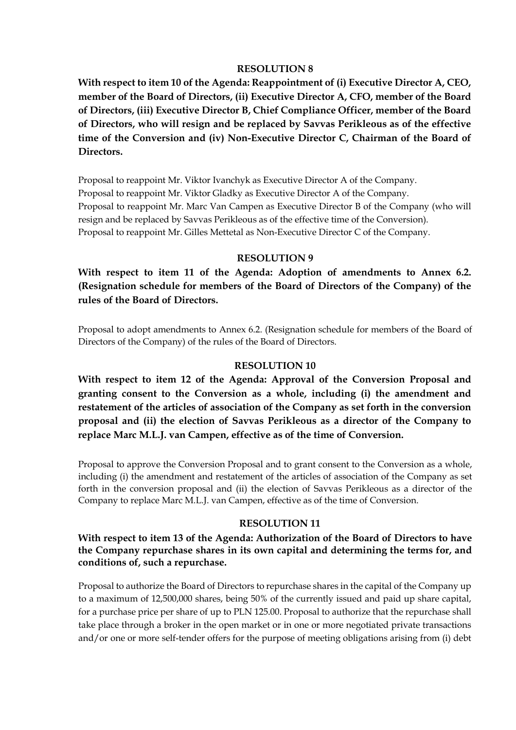## RESOLUTION 8

**With respect to item 10 of the Agenda: Reappointment of (i) Executive Director A, CEO, member of the Board of Directors, (ii) Executive Director A, CFO, member of the Board of Directors, (iii) Executive Director B, Chief Compliance Officer, member of the Board of Directors, who will resign and be replaced by Savvas Perikleous as of the effective time of the Conversion and (iv) Non-Executive Director C, Chairman of the Board of Directors.**

Proposal to reappoint Mr. Viktor Ivanchyk as Executive Director A of the Company.
Proposal to reappoint Mr. Viktor Gladky as Executive Director A of the Company.
Proposal to reappoint Mr. Marc Van Campen as Executive Director B of the Company (who will resign and be replaced by Savvas Perikleous as of the effective time of the Conversion).
Proposal to reappoint Mr. Gilles Mettetal as Non-Executive Director C of the Company.

## RESOLUTION 9

**With respect to item 11 of the Agenda: Adoption of amendments to Annex 6.2. (Resignation schedule for members of the Board of Directors of the Company) of the rules of the Board of Directors.**

Proposal to adopt amendments to Annex 6.2. (Resignation schedule for members of the Board of Directors of the Company) of the rules of the Board of Directors.

## RESOLUTION 10

**With respect to item 12 of the Agenda: Approval of the Conversion Proposal and granting consent to the Conversion as a whole, including (i) the amendment and restatement of the articles of association of the Company as set forth in the conversion proposal and (ii) the election of Savvas Perikleous as a director of the Company to replace Marc M.L.J. van Campen, effective as of the time of Conversion.**

Proposal to approve the Conversion Proposal and to grant consent to the Conversion as a whole, including (i) the amendment and restatement of the articles of association of the Company as set forth in the conversion proposal and (ii) the election of Savvas Perikleous as a director of the Company to replace Marc M.L.J. van Campen, effective as of the time of Conversion.

## RESOLUTION 11

**With respect to item 13 of the Agenda: Authorization of the Board of Directors to have the Company repurchase shares in its own capital and determining the terms for, and conditions of, such a repurchase.**

Proposal to authorize the Board of Directors to repurchase shares in the capital of the Company up to a maximum of 12,500,000 shares, being 50% of the currently issued and paid up share capital, for a purchase price per share of up to PLN 125.00. Proposal to authorize that the repurchase shall take place through a broker in the open market or in one or more negotiated private transactions and/or one or more self-tender offers for the purpose of meeting obligations arising from (i) debt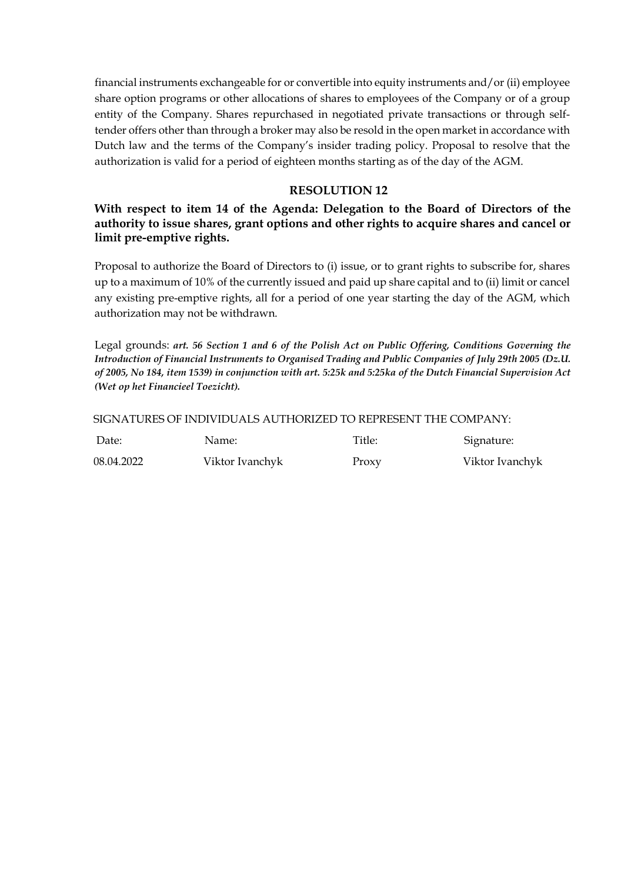financial instruments exchangeable for or convertible into equity instruments and/or (ii) employee share option programs or other allocations of shares to employees of the Company or of a group entity of the Company. Shares repurchased in negotiated private transactions or through self-tender offers other than through a broker may also be resold in the open market in accordance with Dutch law and the terms of the Company's insider trading policy. Proposal to resolve that the authorization is valid for a period of eighteen months starting as of the day of the AGM.

## RESOLUTION 12

**With respect to item 14 of the Agenda: Delegation to the Board of Directors of the authority to issue shares, grant options and other rights to acquire shares and cancel or limit pre-emptive rights.**

Proposal to authorize the Board of Directors to (i) issue, or to grant rights to subscribe for, shares up to a maximum of 10% of the currently issued and paid up share capital and to (ii) limit or cancel any existing pre-emptive rights, all for a period of one year starting the day of the AGM, which authorization may not be withdrawn.

Legal grounds: ***art. 56 Section 1 and 6 of the Polish Act on Public Offering, Conditions Governing the Introduction of Financial Instruments to Organised Trading and Public Companies of July 29th 2005 (Dz.U. of 2005, No 184, item 1539) in conjunction with art. 5:25k and 5:25ka of the Dutch Financial Supervision Act (Wet op het Financieel Toezicht).***

SIGNATURES OF INDIVIDUALS AUTHORIZED TO REPRESENT THE COMPANY:

| Date: | Name: | Title: | Signature: |
|---|---|---|---|
| 08.04.2022 | Viktor Ivanchyk | Proxy | Viktor Ivanchyk |